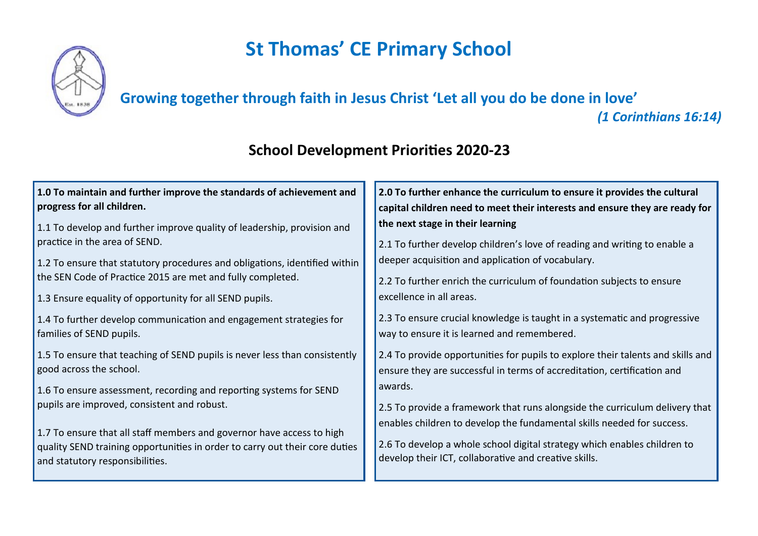# St Thomas' CE Primary School

**Growing together through faith in Jesus Christ 'Let all you do be done in love'**

***(1 Corinthians 16:14)***

## School Development Priorities 2020-23

**1.0 To maintain and further improve the standards of achievement and progress for all children.**

1.1 To develop and further improve quality of leadership, provision and practice in the area of SEND.

1.2 To ensure that statutory procedures and obligations, identified within the SEN Code of Practice 2015 are met and fully completed.

1.3 Ensure equality of opportunity for all SEND pupils.

1.4 To further develop communication and engagement strategies for families of SEND pupils.

1.5 To ensure that teaching of SEND pupils is never less than consistently good across the school.

1.6 To ensure assessment, recording and reporting systems for SEND pupils are improved, consistent and robust.

1.7 To ensure that all staff members and governor have access to high quality SEND training opportunities in order to carry out their core duties and statutory responsibilities.

**2.0 To further enhance the curriculum to ensure it provides the cultural capital children need to meet their interests and ensure they are ready for the next stage in their learning**

2.1 To further develop children's love of reading and writing to enable a deeper acquisition and application of vocabulary.

2.2 To further enrich the curriculum of foundation subjects to ensure excellence in all areas.

2.3 To ensure crucial knowledge is taught in a systematic and progressive way to ensure it is learned and remembered.

2.4 To provide opportunities for pupils to explore their talents and skills and ensure they are successful in terms of accreditation, certification and awards.

2.5 To provide a framework that runs alongside the curriculum delivery that enables children to develop the fundamental skills needed for success.

2.6 To develop a whole school digital strategy which enables children to develop their ICT, collaborative and creative skills.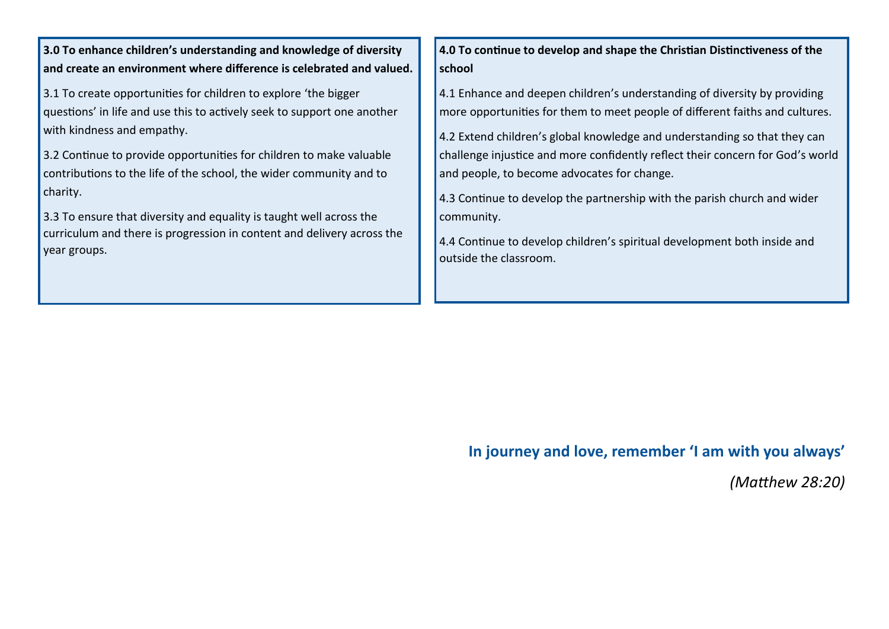**3.0 To enhance children's understanding and knowledge of diversity and create an environment where difference is celebrated and valued.**

3.1 To create opportunities for children to explore 'the bigger questions' in life and use this to actively seek to support one another with kindness and empathy.

3.2 Continue to provide opportunities for children to make valuable contributions to the life of the school, the wider community and to charity.

3.3 To ensure that diversity and equality is taught well across the curriculum and there is progression in content and delivery across the year groups.

**4.0 To continue to develop and shape the Christian Distinctiveness of the school**

4.1 Enhance and deepen children's understanding of diversity by providing more opportunities for them to meet people of different faiths and cultures.

4.2 Extend children's global knowledge and understanding so that they can challenge injustice and more confidently reflect their concern for God's world and people, to become advocates for change.

4.3 Continue to develop the partnership with the parish church and wider community.

4.4 Continue to develop children's spiritual development both inside and outside the classroom.

**In journey and love, remember 'I am with you always'**

*(Matthew 28:20)*